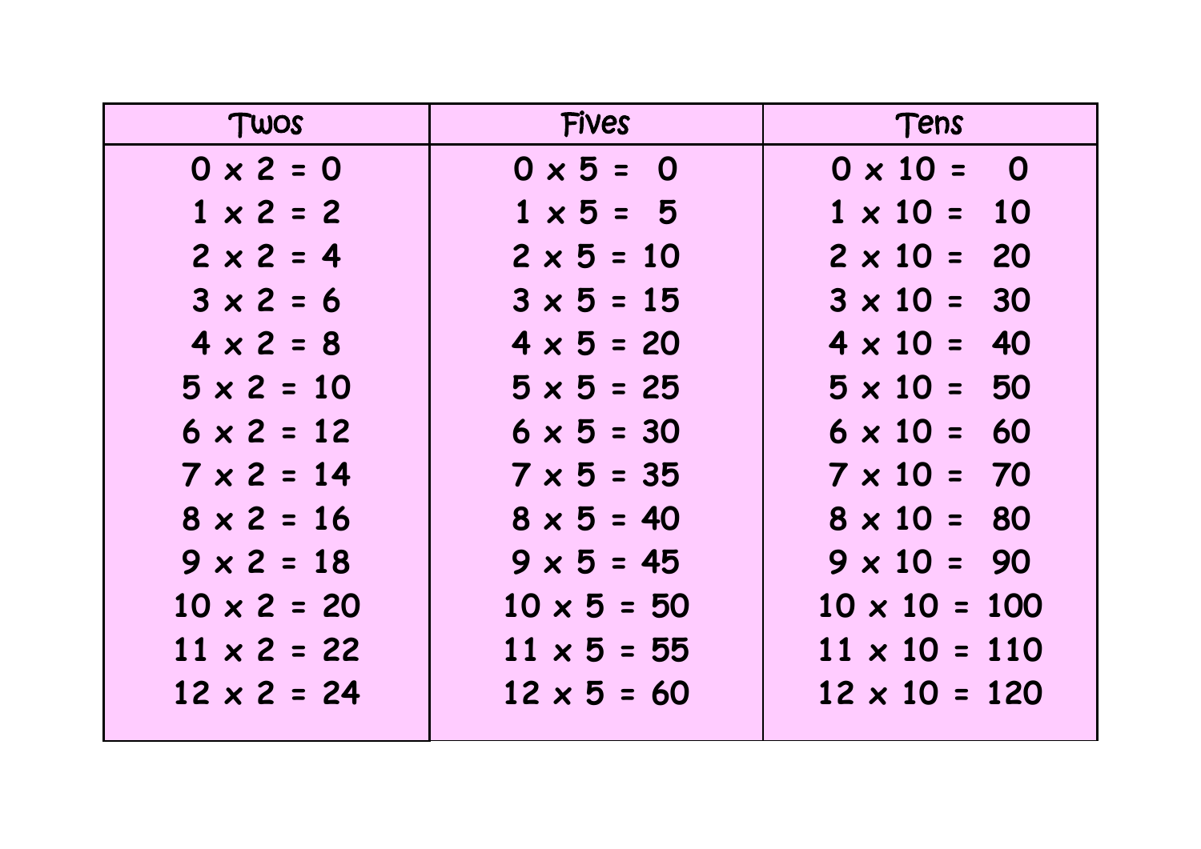| Twos | Fives | Tens |
|---|---|---|
| 0 x 2 = 0 | 0 x 5 = 0 | 0 x 10 = 0 |
| 1 x 2 = 2 | 1 x 5 = 5 | 1 x 10 = 10 |
| 2 x 2 = 4 | 2 x 5 = 10 | 2 x 10 = 20 |
| 3 x 2 = 6 | 3 x 5 = 15 | 3 x 10 = 30 |
| 4 x 2 = 8 | 4 x 5 = 20 | 4 x 10 = 40 |
| 5 x 2 = 10 | 5 x 5 = 25 | 5 x 10 = 50 |
| 6 x 2 = 12 | 6 x 5 = 30 | 6 x 10 = 60 |
| 7 x 2 = 14 | 7 x 5 = 35 | 7 x 10 = 70 |
| 8 x 2 = 16 | 8 x 5 = 40 | 8 x 10 = 80 |
| 9 x 2 = 18 | 9 x 5 = 45 | 9 x 10 = 90 |
| 10 x 2 = 20 | 10 x 5 = 50 | 10 x 10 = 100 |
| 11 x 2 = 22 | 11 x 5 = 55 | 11 x 10 = 110 |
| 12 x 2 = 24 | 12 x 5 = 60 | 12 x 10 = 120 |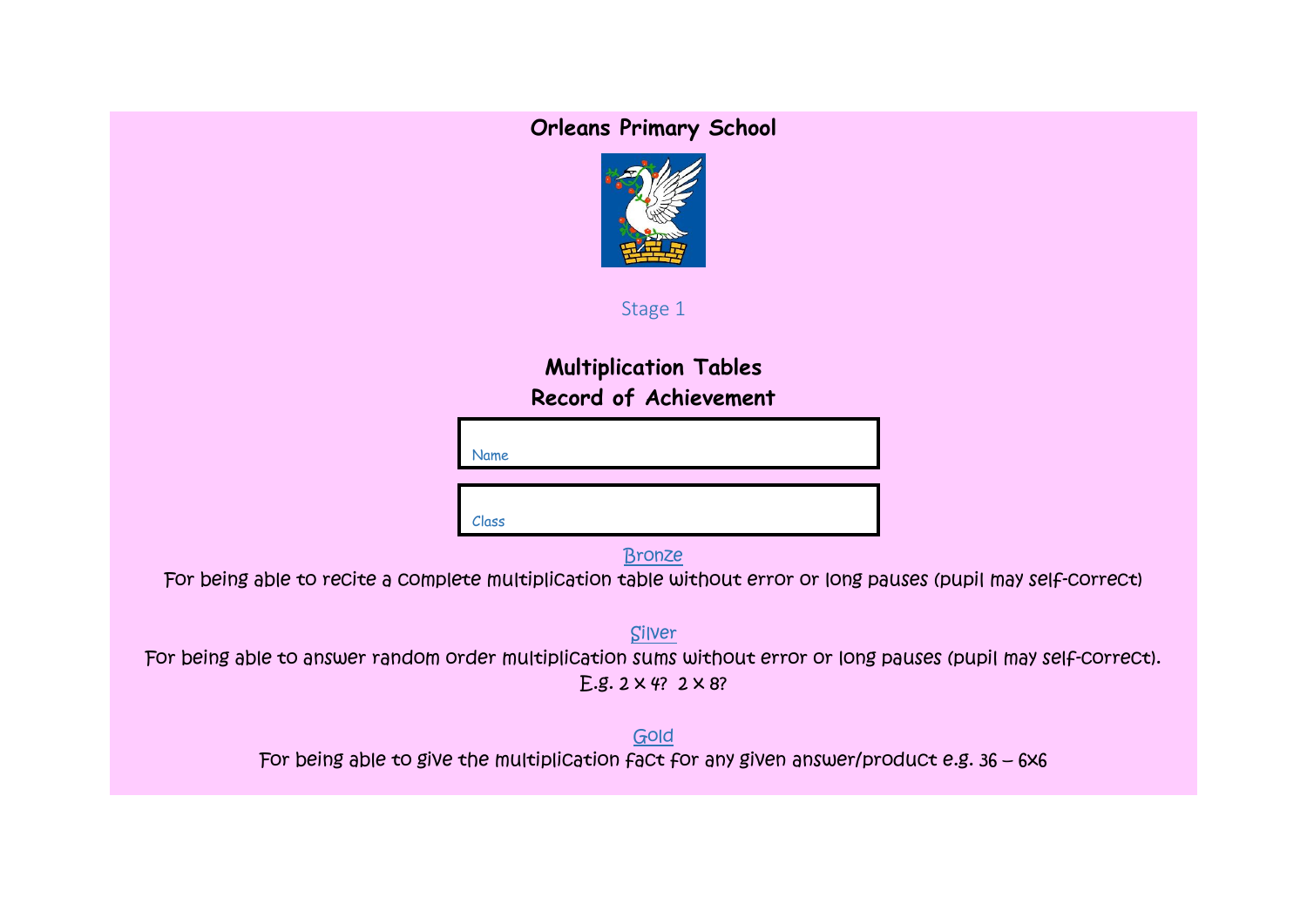# Orleans Primary School

Stage 1

## Multiplication Tables
## Record of Achievement

Name

Class

Bronze

For being able to recite a complete multiplication table without error or long pauses (pupil may self-correct)

Silver

For being able to answer random order multiplication sums without error or long pauses (pupil may self-correct). E.g. 2 × 4? 2 × 8?

Gold

For being able to give the multiplication fact for any given answer/product e.g. 36 – 6x6